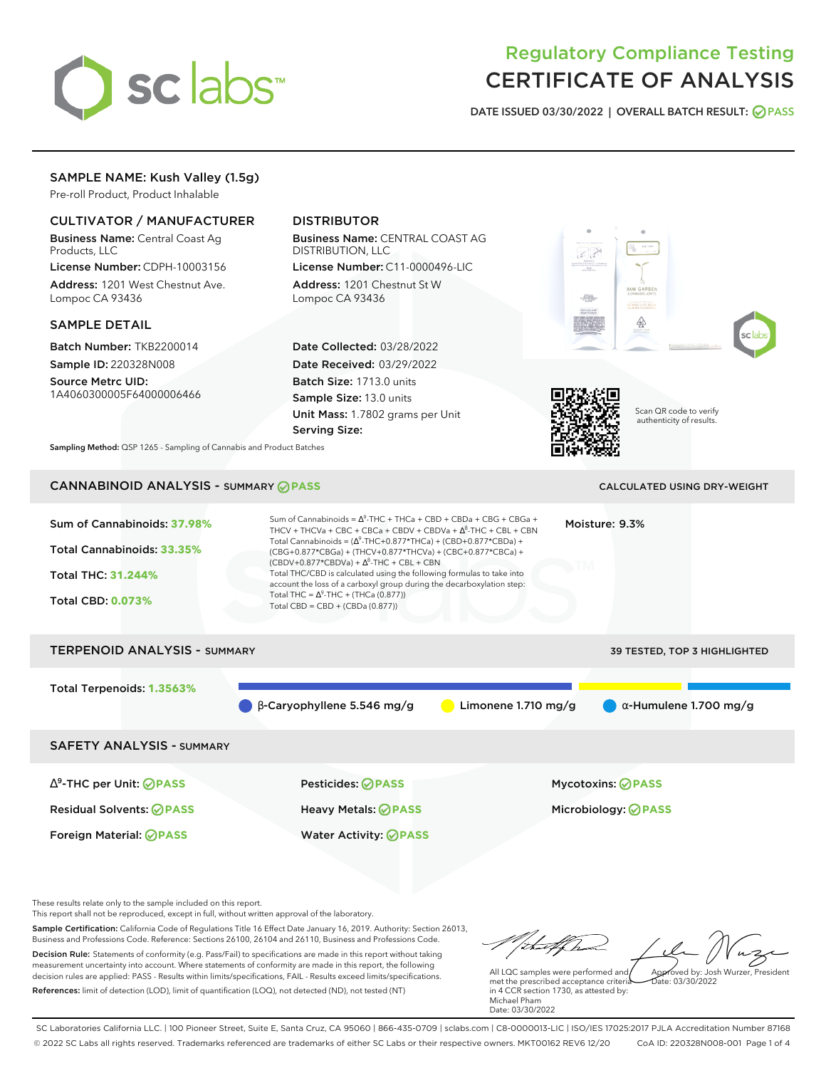# Regulatory Compliance Testing
# CERTIFICATE OF ANALYSIS

**DATE ISSUED** 03/30/2022 | **OVERALL BATCH RESULT:** PASS

## SAMPLE NAME: Kush Valley (1.5g)

Pre-roll Product, Product Inhalable

### CULTIVATOR / MANUFACTURER

**Business Name:** Central Coast Ag Products, LLC

**License Number:** CDPH-10003156

**Address:** 1201 West Chestnut Ave. Lompoc CA 93436

### DISTRIBUTOR

**Business Name:** CENTRAL COAST AG DISTRIBUTION, LLC

**License Number:** C11-0000496-LIC

**Address:** 1201 Chestnut St W Lompoc CA 93436

### SAMPLE DETAIL

**Batch Number:** TKB2200014

**Sample ID:** 220328N008

**Source Metrc UID:** 1A4060300005F64000006466

**Date Collected:** 03/28/2022

**Date Received:** 03/29/2022

**Batch Size:** 1713.0 units

**Sample Size:** 13.0 units

**Unit Mass:** 1.7802 grams per Unit

**Serving Size:**

**Sampling Method:** QSP 1265 - Sampling of Cannabis and Product Batches

Scan QR code to verify authenticity of results.

## CANNABINOID ANALYSIS - SUMMARY PASS

CALCULATED USING DRY-WEIGHT

**Sum of Cannabinoids:** 37.98%

**Total Cannabinoids:** 33.35%

**Total THC:** 31.244%

**Total CBD:** 0.073%

Sum of Cannabinoids = $\Delta^9$-THC + THCa + CBD + CBDa + CBG + CBGa + THCV + THCVa + CBC + CBCa + CBDV + CBDVa + $\Delta^8$-THC + CBL + CBN

Total Cannabinoids = ($\Delta^9$-THC+0.877*THCa) + (CBD+0.877*CBDa) + (CBG+0.877*CBGa) + (THCV+0.877*THCVa) + (CBC+0.877*CBCa) + (CBDV+0.877*CBDVa) + $\Delta^8$-THC + CBL + CBN

Total THC/CBD is calculated using the following formulas to take into account the loss of a carboxyl group during the decarboxylation step:

Total THC = $\Delta^9$-THC + (THCa (0.877))

Total CBD = CBD + (CBDa (0.877))

**Moisture:** 9.3%

## TERPENOID ANALYSIS - SUMMARY

39 TESTED, TOP 3 HIGHLIGHTED

**Total Terpenoids:** 1.3563%

β-Caryophyllene 5.546 mg/g | Limonene 1.710 mg/g | α-Humulene 1.700 mg/g

## SAFETY ANALYSIS - SUMMARY

| | | |
|---|---|---|
| $\Delta^9$-THC per Unit: PASS | Pesticides: PASS | Mycotoxins: PASS |
| Residual Solvents: PASS | Heavy Metals: PASS | Microbiology: PASS |
| Foreign Material: PASS | Water Activity: PASS | |

These results relate only to the sample included on this report.
This report shall not be reproduced, except in full, without written approval of the laboratory.

**Sample Certification:** California Code of Regulations Title 16 Effect Date January 16, 2019. Authority: Section 26013, Business and Professions Code. Reference: Sections 26100, 26104 and 26110, Business and Professions Code.

**Decision Rule:** Statements of conformity (e.g. Pass/Fail) to specifications are made in this report without taking measurement uncertainty into account. Where statements of conformity are made in this report, the following decision rules are applied: PASS - Results within limits/specifications, FAIL - Results exceed limits/specifications.

**References:** limit of detection (LOD), limit of quantification (LOQ), not detected (ND), not tested (NT)

All LQC samples were performed and met the prescribed acceptance criteria in 4 CCR section 1730, as attested by: Michael Pham Date: 03/30/2022

Approved by: Josh Wurzer, President Date: 03/30/2022

SC Laboratories California LLC. | 100 Pioneer Street, Suite E, Santa Cruz, CA 95060 | 866-435-0709 | sclabs.com | C8-0000013-LIC | ISO/IES 17025:2017 PJLA Accreditation Number 87168
© 2022 SC Labs all rights reserved. Trademarks referenced are trademarks of either SC Labs or their respective owners. MKT00162 REV6 12/20 CoA ID: 220328N008-001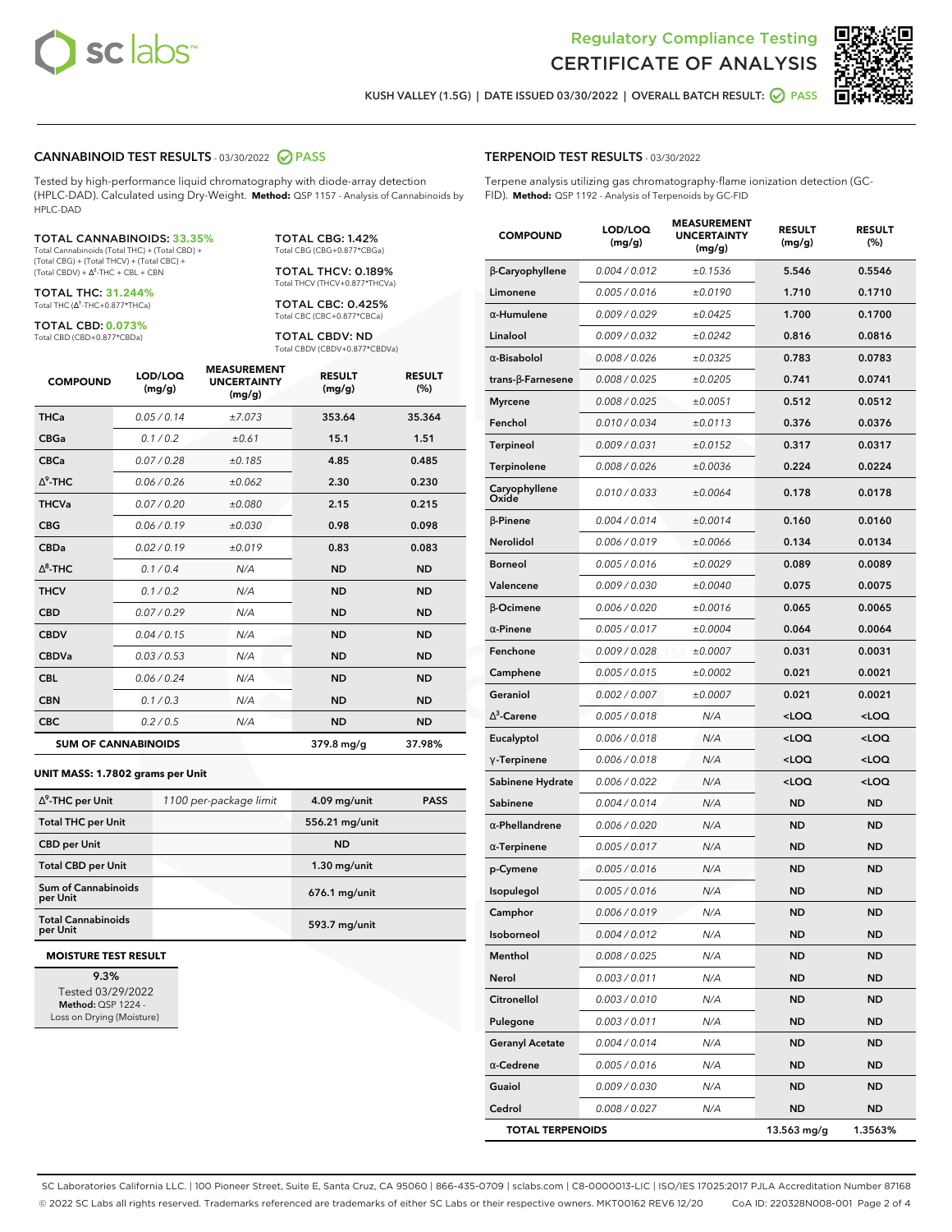Regulatory Compliance Testing
# CERTIFICATE OF ANALYSIS

KUSH VALLEY (1.5G) | DATE ISSUED 03/30/2022 | OVERALL BATCH RESULT: PASS

## CANNABINOID TEST RESULTS - 03/30/2022 PASS

Tested by high-performance liquid chromatography with diode-array detection (HPLC-DAD). Calculated using Dry-Weight. **Method:** QSP 1157 - Analysis of Cannabinoids by HPLC-DAD

**TOTAL CANNABINOIDS: 33.35%**
Total Cannabinoids (Total THC) + (Total CBD) + (Total CBG) + (Total THCV) + (Total CBC) + (Total CBDV) + Δ8-THC + CBL + CBN

**TOTAL THC: 31.244%**
Total THC (Δ9-THC+0.877*THCa)

**TOTAL CBD: 0.073%**
Total CBD (CBD+0.877*CBDa)

**TOTAL CBG: 1.42%**
Total CBG (CBG+0.877*CBGa)

**TOTAL THCV: 0.189%**
Total THCV (THCV+0.877*THCVa)

**TOTAL CBC: 0.425%**
Total CBC (CBC+0.877*CBCa)

**TOTAL CBDV: ND**
Total CBDV (CBDV+0.877*CBDVa)

| COMPOUND | LOD/LOQ (mg/g) | MEASUREMENT UNCERTAINTY (mg/g) | RESULT (mg/g) | RESULT (%) |
|---|---|---|---|---|
| THCa | 0.05 / 0.14 | ±7.073 | 353.64 | 35.364 |
| CBGa | 0.1 / 0.2 | ±0.61 | 15.1 | 1.51 |
| CBCa | 0.07 / 0.28 | ±0.185 | 4.85 | 0.485 |
| Δ9-THC | 0.06 / 0.26 | ±0.062 | 2.30 | 0.230 |
| THCVa | 0.07 / 0.20 | ±0.080 | 2.15 | 0.215 |
| CBG | 0.06 / 0.19 | ±0.030 | 0.98 | 0.098 |
| CBDa | 0.02 / 0.19 | ±0.019 | 0.83 | 0.083 |
| Δ8-THC | 0.1 / 0.4 | N/A | ND | ND |
| THCV | 0.1 / 0.2 | N/A | ND | ND |
| CBD | 0.07 / 0.29 | N/A | ND | ND |
| CBDV | 0.04 / 0.15 | N/A | ND | ND |
| CBDVa | 0.03 / 0.53 | N/A | ND | ND |
| CBL | 0.06 / 0.24 | N/A | ND | ND |
| CBN | 0.1 / 0.3 | N/A | ND | ND |
| CBC | 0.2 / 0.5 | N/A | ND | ND |
| **SUM OF CANNABINOIDS** | | | **379.8 mg/g** | **37.98%** |

**UNIT MASS: 1.7802 grams per Unit**

| | | | |
|---|---|---|---|
| Δ9-THC per Unit | 1100 per-package limit | 4.09 mg/unit | PASS |
| Total THC per Unit | | 556.21 mg/unit | |
| CBD per Unit | | ND | |
| Total CBD per Unit | | 1.30 mg/unit | |
| Sum of Cannabinoids per Unit | | 676.1 mg/unit | |
| Total Cannabinoids per Unit | | 593.7 mg/unit | |

**MOISTURE TEST RESULT**

9.3%
Tested 03/29/2022
**Method:** QSP 1224 - Loss on Drying (Moisture)

## TERPENOID TEST RESULTS - 03/30/2022

Terpene analysis utilizing gas chromatography-flame ionization detection (GC-FID). **Method:** QSP 1192 - Analysis of Terpenoids by GC-FID

| COMPOUND | LOD/LOQ (mg/g) | MEASUREMENT UNCERTAINTY (mg/g) | RESULT (mg/g) | RESULT (%) |
|---|---|---|---|---|
| β-Caryophyllene | 0.004 / 0.012 | ±0.1536 | 5.546 | 0.5546 |
| Limonene | 0.005 / 0.016 | ±0.0190 | 1.710 | 0.1710 |
| α-Humulene | 0.009 / 0.029 | ±0.0425 | 1.700 | 0.1700 |
| Linalool | 0.009 / 0.032 | ±0.0242 | 0.816 | 0.0816 |
| α-Bisabolol | 0.008 / 0.026 | ±0.0325 | 0.783 | 0.0783 |
| trans-β-Farnesene | 0.008 / 0.025 | ±0.0205 | 0.741 | 0.0741 |
| Myrcene | 0.008 / 0.025 | ±0.0051 | 0.512 | 0.0512 |
| Fenchol | 0.010 / 0.034 | ±0.0113 | 0.376 | 0.0376 |
| Terpineol | 0.009 / 0.031 | ±0.0152 | 0.317 | 0.0317 |
| Terpinolene | 0.008 / 0.026 | ±0.0036 | 0.224 | 0.0224 |
| Caryophyllene Oxide | 0.010 / 0.033 | ±0.0064 | 0.178 | 0.0178 |
| β-Pinene | 0.004 / 0.014 | ±0.0014 | 0.160 | 0.0160 |
| Nerolidol | 0.006 / 0.019 | ±0.0066 | 0.134 | 0.0134 |
| Borneol | 0.005 / 0.016 | ±0.0029 | 0.089 | 0.0089 |
| Valencene | 0.009 / 0.030 | ±0.0040 | 0.075 | 0.0075 |
| β-Ocimene | 0.006 / 0.020 | ±0.0016 | 0.065 | 0.0065 |
| α-Pinene | 0.005 / 0.017 | ±0.0004 | 0.064 | 0.0064 |
| Fenchone | 0.009 / 0.028 | ±0.0007 | 0.031 | 0.0031 |
| Camphene | 0.005 / 0.015 | ±0.0002 | 0.021 | 0.0021 |
| Geraniol | 0.002 / 0.007 | ±0.0007 | 0.021 | 0.0021 |
| Δ3-Carene | 0.005 / 0.018 | N/A | <LOQ | <LOQ |
| Eucalyptol | 0.006 / 0.018 | N/A | <LOQ | <LOQ |
| γ-Terpinene | 0.006 / 0.018 | N/A | <LOQ | <LOQ |
| Sabinene Hydrate | 0.006 / 0.022 | N/A | <LOQ | <LOQ |
| Sabinene | 0.004 / 0.014 | N/A | ND | ND |
| α-Phellandrene | 0.006 / 0.020 | N/A | ND | ND |
| α-Terpinene | 0.005 / 0.017 | N/A | ND | ND |
| p-Cymene | 0.005 / 0.016 | N/A | ND | ND |
| Isopulegol | 0.005 / 0.016 | N/A | ND | ND |
| Camphor | 0.006 / 0.019 | N/A | ND | ND |
| Isoborneol | 0.004 / 0.012 | N/A | ND | ND |
| Menthol | 0.008 / 0.025 | N/A | ND | ND |
| Nerol | 0.003 / 0.011 | N/A | ND | ND |
| Citronellol | 0.003 / 0.010 | N/A | ND | ND |
| Pulegone | 0.003 / 0.011 | N/A | ND | ND |
| Geranyl Acetate | 0.004 / 0.014 | N/A | ND | ND |
| α-Cedrene | 0.005 / 0.016 | N/A | ND | ND |
| Guaiol | 0.009 / 0.030 | N/A | ND | ND |
| Cedrol | 0.008 / 0.027 | N/A | ND | ND |
| **TOTAL TERPENOIDS** | | | **13.563 mg/g** | **1.3563%** |

SC Laboratories California LLC. | 100 Pioneer Street, Suite E, Santa Cruz, CA 95060 | 866-435-0709 | sclabs.com | C8-0000013-LIC | ISO/IES 17025:2017 PJLA Accreditation Number 87168
© 2022 SC Labs all rights reserved. Trademarks referenced are trademarks of either SC Labs or their respective owners. MKT00162 REV6 12/20 CoA ID: 220328N008-001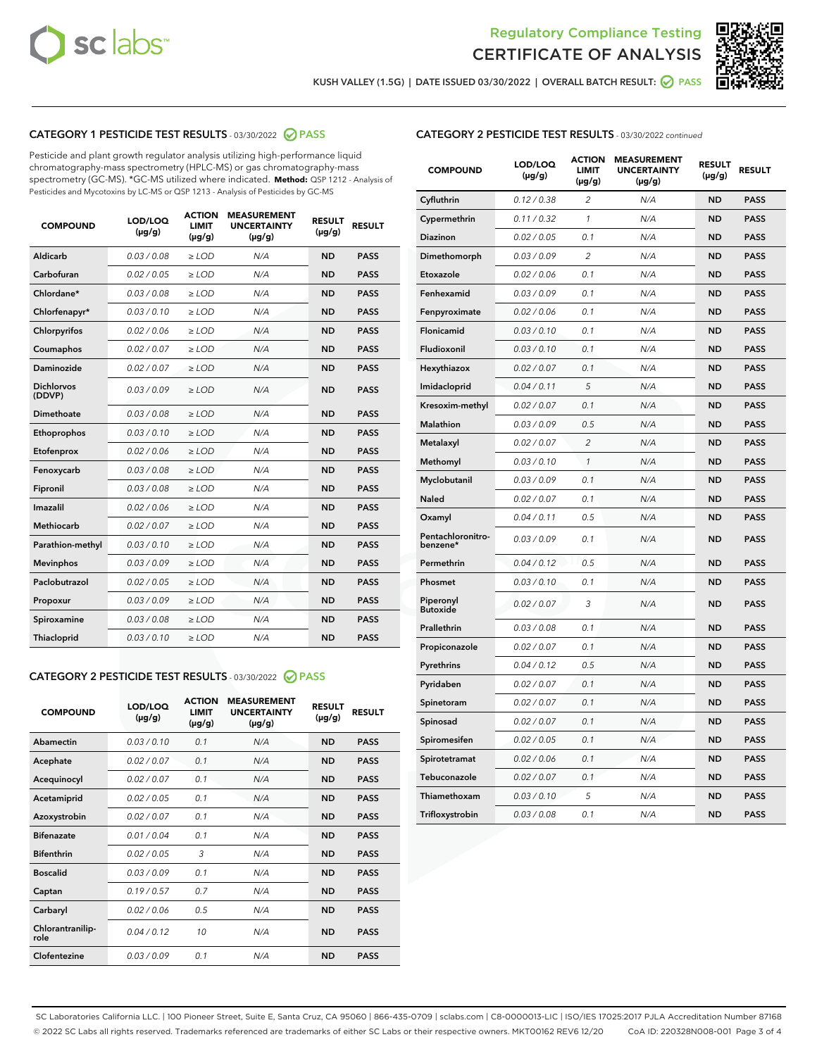Regulatory Compliance Testing
CERTIFICATE OF ANALYSIS

KUSH VALLEY (1.5G) | DATE ISSUED 03/30/2022 | OVERALL BATCH RESULT: PASS

## CATEGORY 1 PESTICIDE TEST RESULTS - 03/30/2022 PASS

Pesticide and plant growth regulator analysis utilizing high-performance liquid chromatography-mass spectrometry (HPLC-MS) or gas chromatography-mass spectrometry (GC-MS). *GC-MS utilized where indicated. **Method:** QSP 1212 - Analysis of Pesticides and Mycotoxins by LC-MS or QSP 1213 - Analysis of Pesticides by GC-MS

| COMPOUND | LOD/LOQ (µg/g) | ACTION LIMIT (µg/g) | MEASUREMENT UNCERTAINTY (µg/g) | RESULT (µg/g) | RESULT |
|---|---|---|---|---|---|
| Aldicarb | 0.03 / 0.08 | ≥ LOD | N/A | ND | PASS |
| Carbofuran | 0.02 / 0.05 | ≥ LOD | N/A | ND | PASS |
| Chlordane* | 0.03 / 0.08 | ≥ LOD | N/A | ND | PASS |
| Chlorfenapyr* | 0.03 / 0.10 | ≥ LOD | N/A | ND | PASS |
| Chlorpyrifos | 0.02 / 0.06 | ≥ LOD | N/A | ND | PASS |
| Coumaphos | 0.02 / 0.07 | ≥ LOD | N/A | ND | PASS |
| Daminozide | 0.02 / 0.07 | ≥ LOD | N/A | ND | PASS |
| Dichlorvos (DDVP) | 0.03 / 0.09 | ≥ LOD | N/A | ND | PASS |
| Dimethoate | 0.03 / 0.08 | ≥ LOD | N/A | ND | PASS |
| Ethoprophos | 0.03 / 0.10 | ≥ LOD | N/A | ND | PASS |
| Etofenprox | 0.02 / 0.06 | ≥ LOD | N/A | ND | PASS |
| Fenoxycarb | 0.03 / 0.08 | ≥ LOD | N/A | ND | PASS |
| Fipronil | 0.03 / 0.08 | ≥ LOD | N/A | ND | PASS |
| Imazalil | 0.02 / 0.06 | ≥ LOD | N/A | ND | PASS |
| Methiocarb | 0.02 / 0.07 | ≥ LOD | N/A | ND | PASS |
| Parathion-methyl | 0.03 / 0.10 | ≥ LOD | N/A | ND | PASS |
| Mevinphos | 0.03 / 0.09 | ≥ LOD | N/A | ND | PASS |
| Paclobutrazol | 0.02 / 0.05 | ≥ LOD | N/A | ND | PASS |
| Propoxur | 0.03 / 0.09 | ≥ LOD | N/A | ND | PASS |
| Spiroxamine | 0.03 / 0.08 | ≥ LOD | N/A | ND | PASS |
| Thiacloprid | 0.03 / 0.10 | ≥ LOD | N/A | ND | PASS |

## CATEGORY 2 PESTICIDE TEST RESULTS - 03/30/2022 PASS

| COMPOUND | LOD/LOQ (µg/g) | ACTION LIMIT (µg/g) | MEASUREMENT UNCERTAINTY (µg/g) | RESULT (µg/g) | RESULT |
|---|---|---|---|---|---|
| Abamectin | 0.03 / 0.10 | 0.1 | N/A | ND | PASS |
| Acephate | 0.02 / 0.07 | 0.1 | N/A | ND | PASS |
| Acequinocyl | 0.02 / 0.07 | 0.1 | N/A | ND | PASS |
| Acetamiprid | 0.02 / 0.05 | 0.1 | N/A | ND | PASS |
| Azoxystrobin | 0.02 / 0.07 | 0.1 | N/A | ND | PASS |
| Bifenazate | 0.01 / 0.04 | 0.1 | N/A | ND | PASS |
| Bifenthrin | 0.02 / 0.05 | 3 | N/A | ND | PASS |
| Boscalid | 0.03 / 0.09 | 0.1 | N/A | ND | PASS |
| Captan | 0.19 / 0.57 | 0.7 | N/A | ND | PASS |
| Carbaryl | 0.02 / 0.06 | 0.5 | N/A | ND | PASS |
| Chlorantraniliprole | 0.04 / 0.12 | 10 | N/A | ND | PASS |
| Clofentezine | 0.03 / 0.09 | 0.1 | N/A | ND | PASS |
| Cyfluthrin | 0.12 / 0.38 | 2 | N/A | ND | PASS |
| Cypermethrin | 0.11 / 0.32 | 1 | N/A | ND | PASS |
| Diazinon | 0.02 / 0.05 | 0.1 | N/A | ND | PASS |
| Dimethomorph | 0.03 / 0.09 | 2 | N/A | ND | PASS |
| Etoxazole | 0.02 / 0.06 | 0.1 | N/A | ND | PASS |
| Fenhexamid | 0.03 / 0.09 | 0.1 | N/A | ND | PASS |
| Fenpyroximate | 0.02 / 0.06 | 0.1 | N/A | ND | PASS |
| Flonicamid | 0.03 / 0.10 | 0.1 | N/A | ND | PASS |
| Fludioxonil | 0.03 / 0.10 | 0.1 | N/A | ND | PASS |
| Hexythiazox | 0.02 / 0.07 | 0.1 | N/A | ND | PASS |
| Imidacloprid | 0.04 / 0.11 | 5 | N/A | ND | PASS |
| Kresoxim-methyl | 0.02 / 0.07 | 0.1 | N/A | ND | PASS |
| Malathion | 0.03 / 0.09 | 0.5 | N/A | ND | PASS |
| Metalaxyl | 0.02 / 0.07 | 2 | N/A | ND | PASS |
| Methomyl | 0.03 / 0.10 | 1 | N/A | ND | PASS |
| Myclobutanil | 0.03 / 0.09 | 0.1 | N/A | ND | PASS |
| Naled | 0.02 / 0.07 | 0.1 | N/A | ND | PASS |
| Oxamyl | 0.04 / 0.11 | 0.5 | N/A | ND | PASS |
| Pentachloronitrobenzene* | 0.03 / 0.09 | 0.1 | N/A | ND | PASS |
| Permethrin | 0.04 / 0.12 | 0.5 | N/A | ND | PASS |
| Phosmet | 0.03 / 0.10 | 0.1 | N/A | ND | PASS |
| Piperonyl Butoxide | 0.02 / 0.07 | 3 | N/A | ND | PASS |
| Prallethrin | 0.03 / 0.08 | 0.1 | N/A | ND | PASS |
| Propiconazole | 0.02 / 0.07 | 0.1 | N/A | ND | PASS |
| Pyrethrins | 0.04 / 0.12 | 0.5 | N/A | ND | PASS |
| Pyridaben | 0.02 / 0.07 | 0.1 | N/A | ND | PASS |
| Spinetoram | 0.02 / 0.07 | 0.1 | N/A | ND | PASS |
| Spinosad | 0.02 / 0.07 | 0.1 | N/A | ND | PASS |
| Spiromesifen | 0.02 / 0.05 | 0.1 | N/A | ND | PASS |
| Spirotetramat | 0.02 / 0.06 | 0.1 | N/A | ND | PASS |
| Tebuconazole | 0.02 / 0.07 | 0.1 | N/A | ND | PASS |
| Thiamethoxam | 0.03 / 0.10 | 5 | N/A | ND | PASS |
| Trifloxystrobin | 0.03 / 0.08 | 0.1 | N/A | ND | PASS |

SC Laboratories California LLC. | 100 Pioneer Street, Suite E, Santa Cruz, CA 95060 | 866-435-0709 | sclabs.com | C8-0000013-LIC | ISO/IES 17025:2017 PJLA Accreditation Number 87168
© 2022 SC Labs all rights reserved. Trademarks referenced are trademarks of either SC Labs or their respective owners. MKT00162 REV6 12/20 CoA ID: 220328N008-001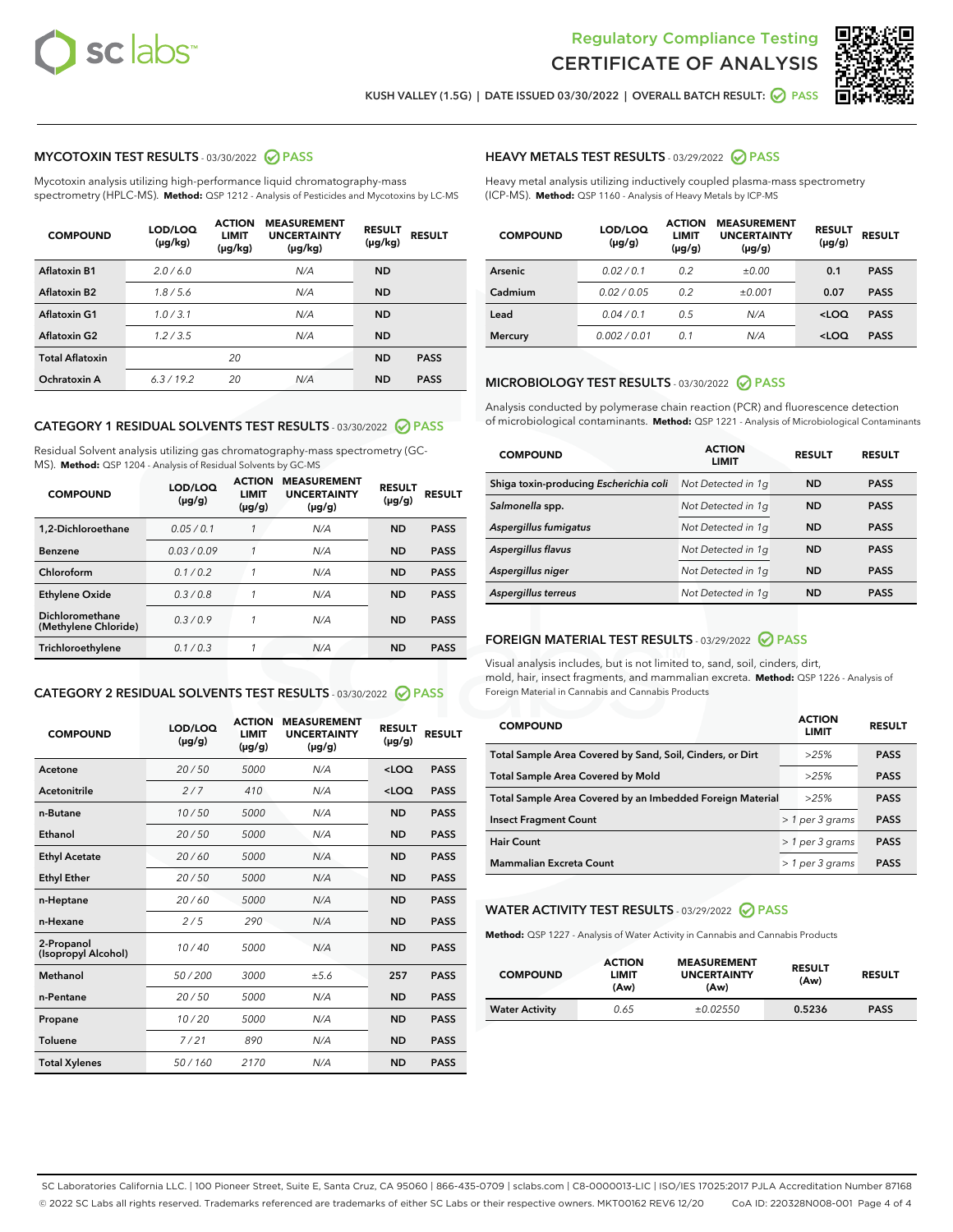Regulatory Compliance Testing
# CERTIFICATE OF ANALYSIS

KUSH VALLEY (1.5G) | DATE ISSUED 03/30/2022 | OVERALL BATCH RESULT: PASS

## MYCOTOXIN TEST RESULTS - 03/30/2022 PASS

Mycotoxin analysis utilizing high-performance liquid chromatography-mass spectrometry (HPLC-MS). **Method:** QSP 1212 - Analysis of Pesticides and Mycotoxins by LC-MS

| COMPOUND | LOD/LOQ (μg/kg) | ACTION LIMIT (μg/kg) | MEASUREMENT UNCERTAINTY (μg/kg) | RESULT (μg/kg) | RESULT |
|---|---|---|---|---|---|
| Aflatoxin B1 | 2.0 / 6.0 | | N/A | ND | |
| Aflatoxin B2 | 1.8 / 5.6 | | N/A | ND | |
| Aflatoxin G1 | 1.0 / 3.1 | | N/A | ND | |
| Aflatoxin G2 | 1.2 / 3.5 | | N/A | ND | |
| Total Aflatoxin | | 20 | | ND | PASS |
| Ochratoxin A | 6.3 / 19.2 | 20 | N/A | ND | PASS |

## CATEGORY 1 RESIDUAL SOLVENTS TEST RESULTS - 03/30/2022 PASS

Residual Solvent analysis utilizing gas chromatography-mass spectrometry (GC-MS). **Method:** QSP 1204 - Analysis of Residual Solvents by GC-MS

| COMPOUND | LOD/LOQ (μg/g) | ACTION LIMIT (μg/g) | MEASUREMENT UNCERTAINTY (μg/g) | RESULT (μg/g) | RESULT |
|---|---|---|---|---|---|
| 1,2-Dichloroethane | 0.05 / 0.1 | 1 | N/A | ND | PASS |
| Benzene | 0.03 / 0.09 | 1 | N/A | ND | PASS |
| Chloroform | 0.1 / 0.2 | 1 | N/A | ND | PASS |
| Ethylene Oxide | 0.3 / 0.8 | 1 | N/A | ND | PASS |
| Dichloromethane (Methylene Chloride) | 0.3 / 0.9 | 1 | N/A | ND | PASS |
| Trichloroethylene | 0.1 / 0.3 | 1 | N/A | ND | PASS |

## CATEGORY 2 RESIDUAL SOLVENTS TEST RESULTS - 03/30/2022 PASS

| COMPOUND | LOD/LOQ (μg/g) | ACTION LIMIT (μg/g) | MEASUREMENT UNCERTAINTY (μg/g) | RESULT (μg/g) | RESULT |
|---|---|---|---|---|---|
| Acetone | 20 / 50 | 5000 | N/A | <LOQ | PASS |
| Acetonitrile | 2 / 7 | 410 | N/A | <LOQ | PASS |
| n-Butane | 10 / 50 | 5000 | N/A | ND | PASS |
| Ethanol | 20 / 50 | 5000 | N/A | ND | PASS |
| Ethyl Acetate | 20 / 60 | 5000 | N/A | ND | PASS |
| Ethyl Ether | 20 / 50 | 5000 | N/A | ND | PASS |
| n-Heptane | 20 / 60 | 5000 | N/A | ND | PASS |
| n-Hexane | 2 / 5 | 290 | N/A | ND | PASS |
| 2-Propanol (Isopropyl Alcohol) | 10 / 40 | 5000 | N/A | ND | PASS |
| Methanol | 50 / 200 | 3000 | ±5.6 | 257 | PASS |
| n-Pentane | 20 / 50 | 5000 | N/A | ND | PASS |
| Propane | 10 / 20 | 5000 | N/A | ND | PASS |
| Toluene | 7 / 21 | 890 | N/A | ND | PASS |
| Total Xylenes | 50 / 160 | 2170 | N/A | ND | PASS |

## HEAVY METALS TEST RESULTS - 03/29/2022 PASS

Heavy metal analysis utilizing inductively coupled plasma-mass spectrometry (ICP-MS). **Method:** QSP 1160 - Analysis of Heavy Metals by ICP-MS

| COMPOUND | LOD/LOQ (μg/g) | ACTION LIMIT (μg/g) | MEASUREMENT UNCERTAINTY (μg/g) | RESULT (μg/g) | RESULT |
|---|---|---|---|---|---|
| Arsenic | 0.02 / 0.1 | 0.2 | ±0.00 | 0.1 | PASS |
| Cadmium | 0.02 / 0.05 | 0.2 | ±0.001 | 0.07 | PASS |
| Lead | 0.04 / 0.1 | 0.5 | N/A | <LOQ | PASS |
| Mercury | 0.002 / 0.01 | 0.1 | N/A | <LOQ | PASS |

## MICROBIOLOGY TEST RESULTS - 03/30/2022 PASS

Analysis conducted by polymerase chain reaction (PCR) and fluorescence detection of microbiological contaminants. **Method:** QSP 1221 - Analysis of Microbiological Contaminants

| COMPOUND | ACTION LIMIT | RESULT | RESULT |
|---|---|---|---|
| Shiga toxin-producing *Escherichia coli* | Not Detected in 1g | ND | PASS |
| *Salmonella* spp. | Not Detected in 1g | ND | PASS |
| *Aspergillus fumigatus* | Not Detected in 1g | ND | PASS |
| *Aspergillus flavus* | Not Detected in 1g | ND | PASS |
| *Aspergillus niger* | Not Detected in 1g | ND | PASS |
| *Aspergillus terreus* | Not Detected in 1g | ND | PASS |

## FOREIGN MATERIAL TEST RESULTS - 03/29/2022 PASS

Visual analysis includes, but is not limited to, sand, soil, cinders, dirt, mold, hair, insect fragments, and mammalian excreta. **Method:** QSP 1226 - Analysis of Foreign Material in Cannabis and Cannabis Products

| COMPOUND | ACTION LIMIT | RESULT |
|---|---|---|
| Total Sample Area Covered by Sand, Soil, Cinders, or Dirt | >25% | PASS |
| Total Sample Area Covered by Mold | >25% | PASS |
| Total Sample Area Covered by an Imbedded Foreign Material | >25% | PASS |
| Insect Fragment Count | > 1 per 3 grams | PASS |
| Hair Count | > 1 per 3 grams | PASS |
| Mammalian Excreta Count | > 1 per 3 grams | PASS |

## WATER ACTIVITY TEST RESULTS - 03/29/2022 PASS

**Method:** QSP 1227 - Analysis of Water Activity in Cannabis and Cannabis Products

| COMPOUND | ACTION LIMIT (Aw) | MEASUREMENT UNCERTAINTY (Aw) | RESULT (Aw) | RESULT |
|---|---|---|---|---|
| Water Activity | 0.65 | ±0.02550 | 0.5236 | PASS |

SC Laboratories California LLC. | 100 Pioneer Street, Suite E, Santa Cruz, CA 95060 | 866-435-0709 | sclabs.com | C8-0000013-LIC | ISO/IES 17025:2017 PJLA Accreditation Number 87168
© 2022 SC Labs all rights reserved. Trademarks referenced are trademarks of either SC Labs or their respective owners. MKT00162 REV6 12/20 CoA ID: 220328N008-001